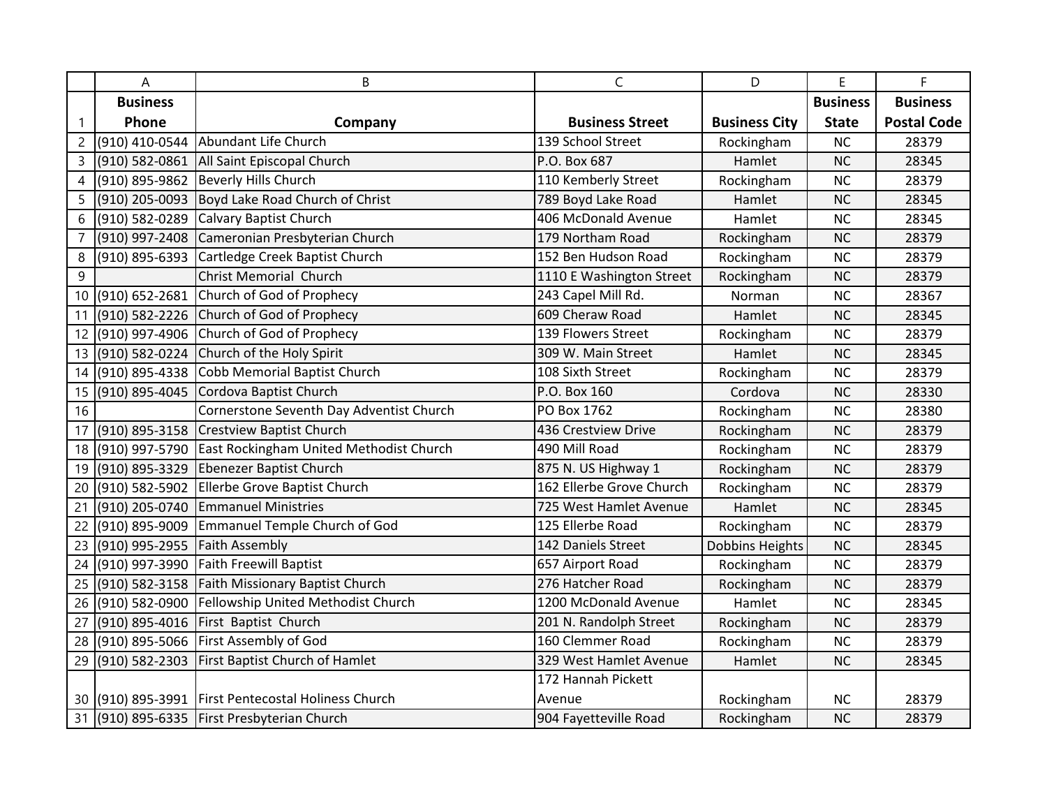| | A | B | C | D | E | F |
|---|---|---|---|---|---|---|
| 1 | Business Phone | Company | Business Street | Business City | Business State | Business Postal Code |
| 2 | (910) 410-0544 | Abundant Life Church | 139 School Street | Rockingham | NC | 28379 |
| 3 | (910) 582-0861 | All Saint Episcopal Church | P.O. Box 687 | Hamlet | NC | 28345 |
| 4 | (910) 895-9862 | Beverly Hills Church | 110 Kemberly Street | Rockingham | NC | 28379 |
| 5 | (910) 205-0093 | Boyd Lake Road Church of Christ | 789 Boyd Lake Road | Hamlet | NC | 28345 |
| 6 | (910) 582-0289 | Calvary Baptist Church | 406 McDonald Avenue | Hamlet | NC | 28345 |
| 7 | (910) 997-2408 | Cameronian Presbyterian Church | 179 Northam Road | Rockingham | NC | 28379 |
| 8 | (910) 895-6393 | Cartledge Creek Baptist Church | 152 Ben Hudson Road | Rockingham | NC | 28379 |
| 9 | | Christ Memorial Church | 1110 E Washington Street | Rockingham | NC | 28379 |
| 10 | (910) 652-2681 | Church of God of Prophecy | 243 Capel Mill Rd. | Norman | NC | 28367 |
| 11 | (910) 582-2226 | Church of God of Prophecy | 609 Cheraw Road | Hamlet | NC | 28345 |
| 12 | (910) 997-4906 | Church of God of Prophecy | 139 Flowers Street | Rockingham | NC | 28379 |
| 13 | (910) 582-0224 | Church of the Holy Spirit | 309 W. Main Street | Hamlet | NC | 28345 |
| 14 | (910) 895-4338 | Cobb Memorial Baptist Church | 108 Sixth Street | Rockingham | NC | 28379 |
| 15 | (910) 895-4045 | Cordova Baptist Church | P.O. Box 160 | Cordova | NC | 28330 |
| 16 | | Cornerstone Seventh Day Adventist Church | PO Box 1762 | Rockingham | NC | 28380 |
| 17 | (910) 895-3158 | Crestview Baptist Church | 436 Crestview Drive | Rockingham | NC | 28379 |
| 18 | (910) 997-5790 | East Rockingham United Methodist Church | 490 Mill Road | Rockingham | NC | 28379 |
| 19 | (910) 895-3329 | Ebenezer Baptist Church | 875 N. US Highway 1 | Rockingham | NC | 28379 |
| 20 | (910) 582-5902 | Ellerbe Grove Baptist Church | 162 Ellerbe Grove Church | Rockingham | NC | 28379 |
| 21 | (910) 205-0740 | Emmanuel Ministries | 725 West Hamlet Avenue | Hamlet | NC | 28345 |
| 22 | (910) 895-9009 | Emmanuel Temple Church of God | 125 Ellerbe Road | Rockingham | NC | 28379 |
| 23 | (910) 995-2955 | Faith Assembly | 142 Daniels Street | Dobbins Heights | NC | 28345 |
| 24 | (910) 997-3990 | Faith Freewill Baptist | 657 Airport Road | Rockingham | NC | 28379 |
| 25 | (910) 582-3158 | Faith Missionary Baptist Church | 276 Hatcher Road | Rockingham | NC | 28379 |
| 26 | (910) 582-0900 | Fellowship United Methodist Church | 1200 McDonald Avenue | Hamlet | NC | 28345 |
| 27 | (910) 895-4016 | First Baptist Church | 201 N. Randolph Street | Rockingham | NC | 28379 |
| 28 | (910) 895-5066 | First Assembly of God | 160 Clemmer Road | Rockingham | NC | 28379 |
| 29 | (910) 582-2303 | First Baptist Church of Hamlet | 329 West Hamlet Avenue | Hamlet | NC | 28345 |
| 30 | (910) 895-3991 | First Pentecostal Holiness Church | 172 Hannah Pickett Avenue | Rockingham | NC | 28379 |
| 31 | (910) 895-6335 | First Presbyterian Church | 904 Fayetteville Road | Rockingham | NC | 28379 |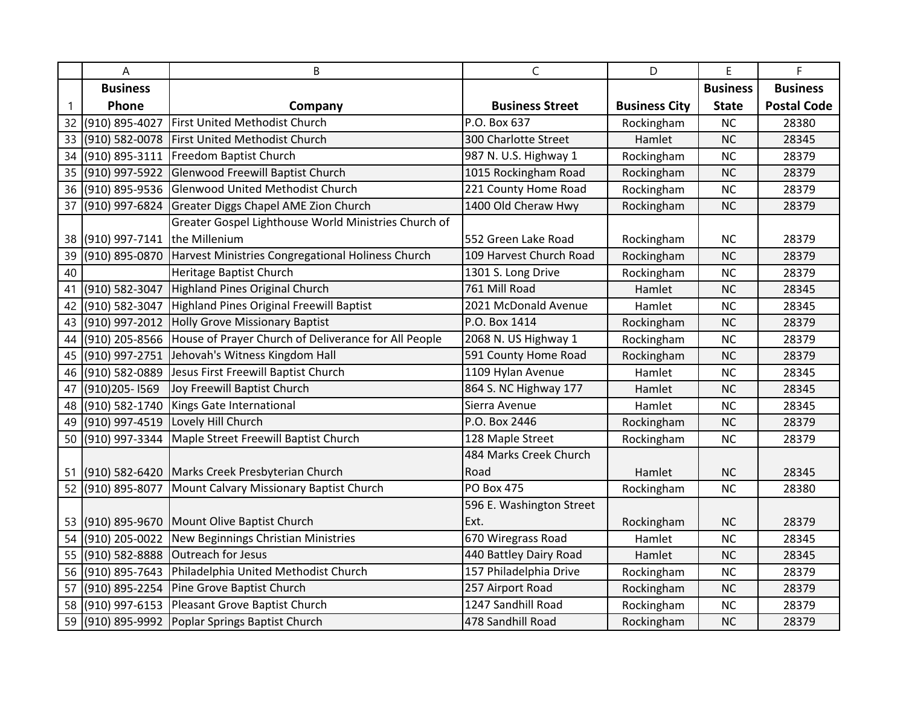| | A | B | C | D | E | F |
|---|---|---|---|---|---|---|
| 1 | **Business Phone** | **Company** | **Business Street** | **Business City** | **Business State** | **Business Postal Code** |
| 32 | (910) 895-4027 | First United Methodist Church | P.O. Box 637 | Rockingham | NC | 28380 |
| 33 | (910) 582-0078 | First United Methodist Church | 300 Charlotte Street | Hamlet | NC | 28345 |
| 34 | (910) 895-3111 | Freedom Baptist Church | 987 N. U.S. Highway 1 | Rockingham | NC | 28379 |
| 35 | (910) 997-5922 | Glenwood Freewill Baptist Church | 1015 Rockingham Road | Rockingham | NC | 28379 |
| 36 | (910) 895-9536 | Glenwood United Methodist Church | 221 County Home Road | Rockingham | NC | 28379 |
| 37 | (910) 997-6824 | Greater Diggs Chapel AME Zion Church | 1400 Old Cheraw Hwy | Rockingham | NC | 28379 |
| 38 | (910) 997-7141 | Greater Gospel Lighthouse World Ministries Church of the Millenium | 552 Green Lake Road | Rockingham | NC | 28379 |
| 39 | (910) 895-0870 | Harvest Ministries Congregational Holiness Church | 109 Harvest Church Road | Rockingham | NC | 28379 |
| 40 | | Heritage Baptist Church | 1301 S. Long Drive | Rockingham | NC | 28379 |
| 41 | (910) 582-3047 | Highland Pines Original Church | 761 Mill Road | Hamlet | NC | 28345 |
| 42 | (910) 582-3047 | Highland Pines Original Freewill Baptist | 2021 McDonald Avenue | Hamlet | NC | 28345 |
| 43 | (910) 997-2012 | Holly Grove Missionary Baptist | P.O. Box 1414 | Rockingham | NC | 28379 |
| 44 | (910) 205-8566 | House of Prayer Church of Deliverance for All People | 2068 N. US Highway 1 | Rockingham | NC | 28379 |
| 45 | (910) 997-2751 | Jehovah's Witness Kingdom Hall | 591 County Home Road | Rockingham | NC | 28379 |
| 46 | (910) 582-0889 | Jesus First Freewill Baptist Church | 1109 Hylan Avenue | Hamlet | NC | 28345 |
| 47 | (910)205- I569 | Joy Freewill Baptist Church | 864 S. NC Highway 177 | Hamlet | NC | 28345 |
| 48 | (910) 582-1740 | Kings Gate International | Sierra Avenue | Hamlet | NC | 28345 |
| 49 | (910) 997-4519 | Lovely Hill Church | P.O. Box 2446 | Rockingham | NC | 28379 |
| 50 | (910) 997-3344 | Maple Street Freewill Baptist Church | 128 Maple Street | Rockingham | NC | 28379 |
| 51 | (910) 582-6420 | Marks Creek Presbyterian Church | 484 Marks Creek Church Road | Hamlet | NC | 28345 |
| 52 | (910) 895-8077 | Mount Calvary Missionary Baptist Church | PO Box 475 | Rockingham | NC | 28380 |
| 53 | (910) 895-9670 | Mount Olive Baptist Church | 596 E. Washington Street Ext. | Rockingham | NC | 28379 |
| 54 | (910) 205-0022 | New Beginnings Christian Ministries | 670 Wiregrass Road | Hamlet | NC | 28345 |
| 55 | (910) 582-8888 | Outreach for Jesus | 440 Battley Dairy Road | Hamlet | NC | 28345 |
| 56 | (910) 895-7643 | Philadelphia United Methodist Church | 157 Philadelphia Drive | Rockingham | NC | 28379 |
| 57 | (910) 895-2254 | Pine Grove Baptist Church | 257 Airport Road | Rockingham | NC | 28379 |
| 58 | (910) 997-6153 | Pleasant Grove Baptist Church | 1247 Sandhill Road | Rockingham | NC | 28379 |
| 59 | (910) 895-9992 | Poplar Springs Baptist Church | 478 Sandhill Road | Rockingham | NC | 28379 |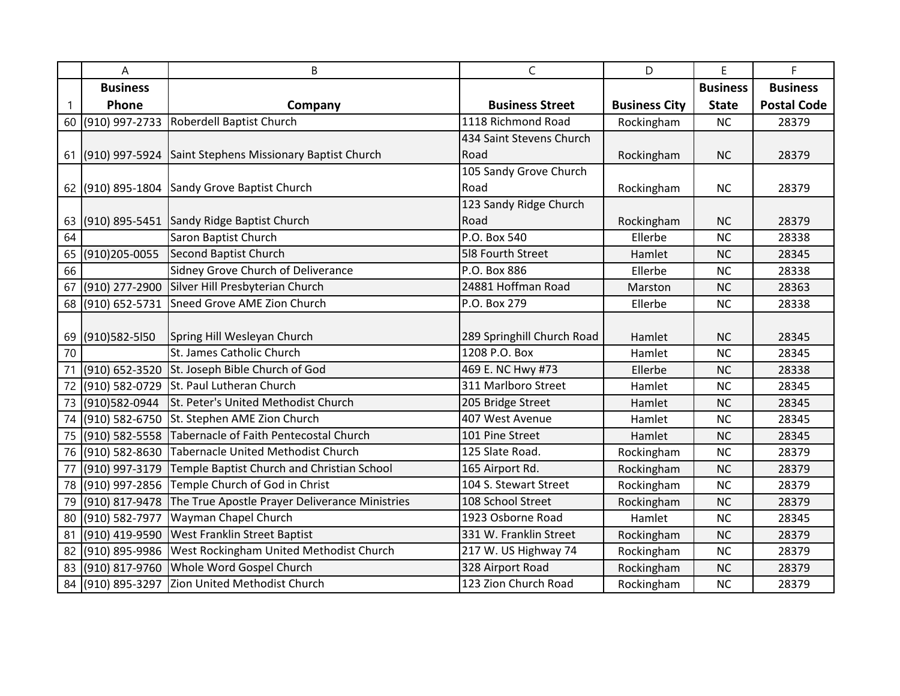| | A | B | C | D | E | F |
|---|---|---|---|---|---|---|
| 1 | **Business Phone** | **Company** | **Business Street** | **Business City** | **Business State** | **Business Postal Code** |
| 60 | (910) 997-2733 | Roberdell Baptist Church | 1118 Richmond Road | Rockingham | NC | 28379 |
| 61 | (910) 997-5924 | Saint Stephens Missionary Baptist Church | 434 Saint Stevens Church Road | Rockingham | NC | 28379 |
| 62 | (910) 895-1804 | Sandy Grove Baptist Church | 105 Sandy Grove Church Road | Rockingham | NC | 28379 |
| 63 | (910) 895-5451 | Sandy Ridge Baptist Church | 123 Sandy Ridge Church Road | Rockingham | NC | 28379 |
| 64 | | Saron Baptist Church | P.O. Box 540 | Ellerbe | NC | 28338 |
| 65 | (910)205-0055 | Second Baptist Church | 5l8 Fourth Street | Hamlet | NC | 28345 |
| 66 | | Sidney Grove Church of Deliverance | P.O. Box 886 | Ellerbe | NC | 28338 |
| 67 | (910) 277-2900 | Silver Hill Presbyterian Church | 24881 Hoffman Road | Marston | NC | 28363 |
| 68 | (910) 652-5731 | Sneed Grove AME Zion Church | P.O. Box 279 | Ellerbe | NC | 28338 |
| 69 | (910)582-5l50 | Spring Hill Wesleyan Church | 289 Springhill Church Road | Hamlet | NC | 28345 |
| 70 | | St. James Catholic Church | 1208 P.O. Box | Hamlet | NC | 28345 |
| 71 | (910) 652-3520 | St. Joseph Bible Church of God | 469 E. NC Hwy #73 | Ellerbe | NC | 28338 |
| 72 | (910) 582-0729 | St. Paul Lutheran Church | 311 Marlboro Street | Hamlet | NC | 28345 |
| 73 | (910)582-0944 | St. Peter's United Methodist Church | 205 Bridge Street | Hamlet | NC | 28345 |
| 74 | (910) 582-6750 | St. Stephen AME Zion Church | 407 West Avenue | Hamlet | NC | 28345 |
| 75 | (910) 582-5558 | Tabernacle of Faith Pentecostal Church | 101 Pine Street | Hamlet | NC | 28345 |
| 76 | (910) 582-8630 | Tabernacle United Methodist Church | 125 Slate Road. | Rockingham | NC | 28379 |
| 77 | (910) 997-3179 | Temple Baptist Church and Christian School | 165 Airport Rd. | Rockingham | NC | 28379 |
| 78 | (910) 997-2856 | Temple Church of God in Christ | 104 S. Stewart Street | Rockingham | NC | 28379 |
| 79 | (910) 817-9478 | The True Apostle Prayer Deliverance Ministries | 108 School Street | Rockingham | NC | 28379 |
| 80 | (910) 582-7977 | Wayman Chapel Church | 1923 Osborne Road | Hamlet | NC | 28345 |
| 81 | (910) 419-9590 | West Franklin Street Baptist | 331 W. Franklin Street | Rockingham | NC | 28379 |
| 82 | (910) 895-9986 | West Rockingham United Methodist Church | 217 W. US Highway 74 | Rockingham | NC | 28379 |
| 83 | (910) 817-9760 | Whole Word Gospel Church | 328 Airport Road | Rockingham | NC | 28379 |
| 84 | (910) 895-3297 | Zion United Methodist Church | 123 Zion Church Road | Rockingham | NC | 28379 |